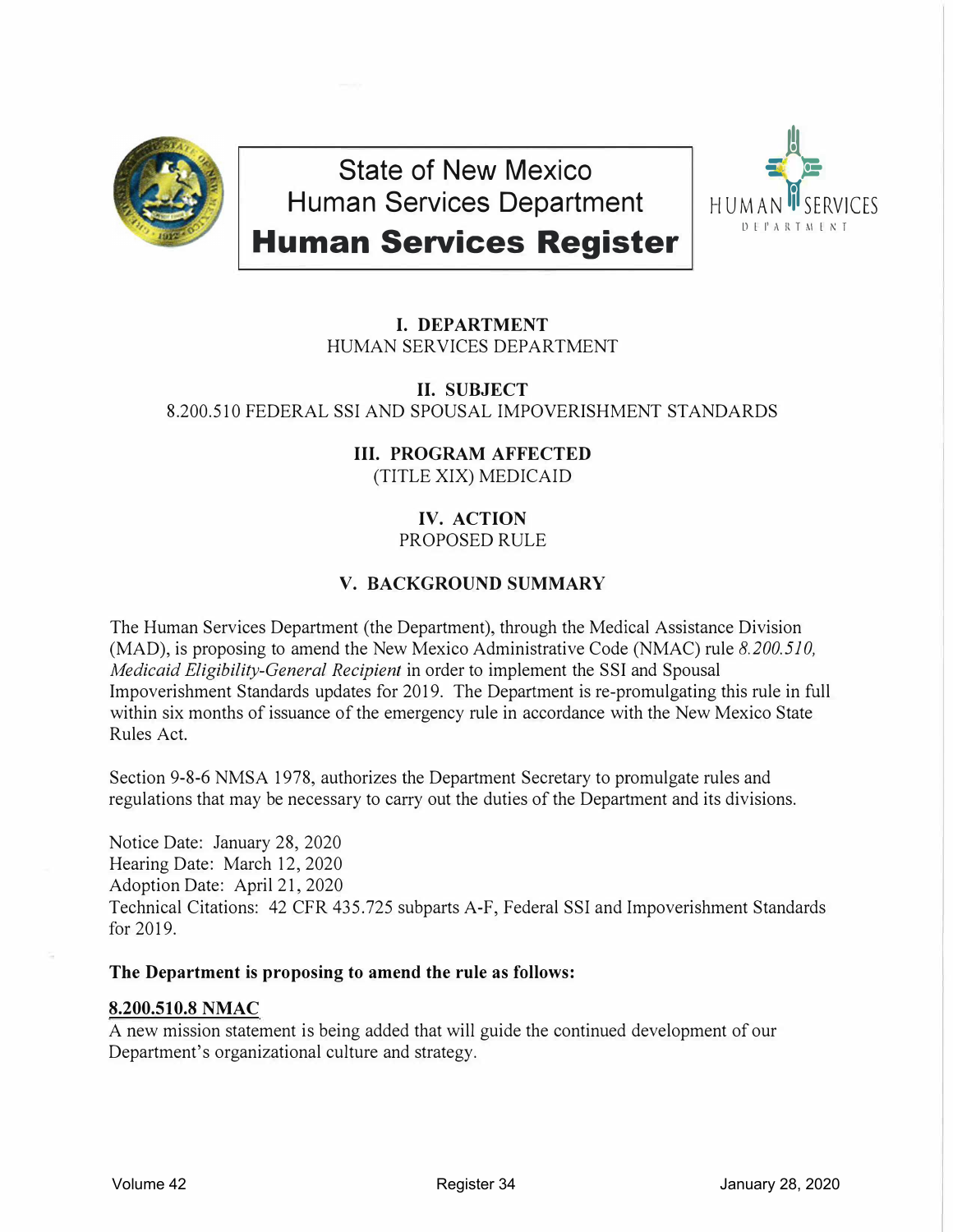# State of New Mexico
# Human Services Department
# **Human Services Register**

HUMAN SERVICES DEPARTMENT

## I. DEPARTMENT

HUMAN SERVICES DEPARTMENT

## II. SUBJECT

8.200.510 FEDERAL SSI AND SPOUSAL IMPOVERISHMENT STANDARDS

## III. PROGRAM AFFECTED

(TITLE XIX) MEDICAID

## IV. ACTION

PROPOSED RULE

## V. BACKGROUND SUMMARY

The Human Services Department (the Department), through the Medical Assistance Division (MAD), is proposing to amend the New Mexico Administrative Code (NMAC) rule *8.200.510, Medicaid Eligibility-General Recipient* in order to implement the SSI and Spousal Impoverishment Standards updates for 2019. The Department is re-promulgating this rule in full within six months of issuance of the emergency rule in accordance with the New Mexico State Rules Act.

Section 9-8-6 NMSA 1978, authorizes the Department Secretary to promulgate rules and regulations that may be necessary to carry out the duties of the Department and its divisions.

Notice Date: January 28, 2020
Hearing Date: March 12, 2020
Adoption Date: April 21, 2020
Technical Citations: 42 CFR 435.725 subparts A-F, Federal SSI and Impoverishment Standards for 2019.

**The Department is proposing to amend the rule as follows:**

**8.200.510.8 NMAC**

A new mission statement is being added that will guide the continued development of our Department's organizational culture and strategy.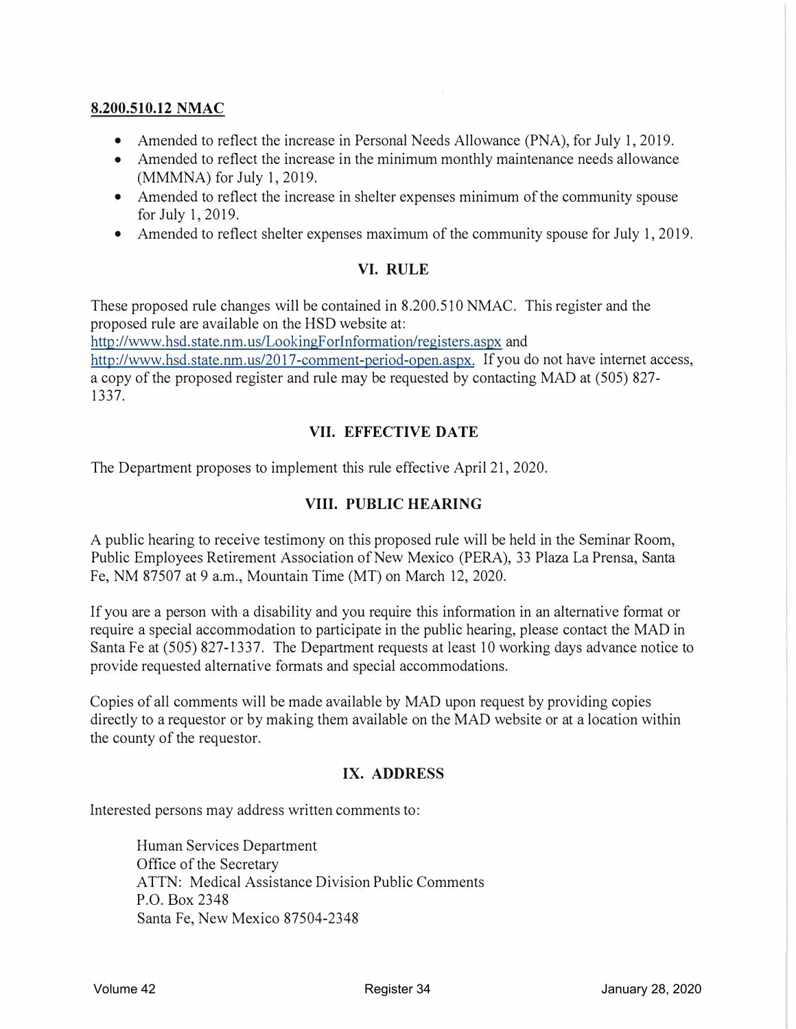**8.200.510.12 NMAC**

- Amended to reflect the increase in Personal Needs Allowance (PNA), for July 1, 2019.
- Amended to reflect the increase in the minimum monthly maintenance needs allowance (MMMNA) for July 1, 2019.
- Amended to reflect the increase in shelter expenses minimum of the community spouse for July 1, 2019.
- Amended to reflect shelter expenses maximum of the community spouse for July 1, 2019.

## VI. RULE

These proposed rule changes will be contained in 8.200.510 NMAC. This register and the proposed rule are available on the HSD website at: http://www.hsd.state.nm.us/LookingForInformation/registers.aspx and http://www.hsd.state.nm.us/2017-comment-period-open.aspx. If you do not have internet access, a copy of the proposed register and rule may be requested by contacting MAD at (505) 827-1337.

## VII. EFFECTIVE DATE

The Department proposes to implement this rule effective April 21, 2020.

## VIII. PUBLIC HEARING

A public hearing to receive testimony on this proposed rule will be held in the Seminar Room, Public Employees Retirement Association of New Mexico (PERA), 33 Plaza La Prensa, Santa Fe, NM 87507 at 9 a.m., Mountain Time (MT) on March 12, 2020.

If you are a person with a disability and you require this information in an alternative format or require a special accommodation to participate in the public hearing, please contact the MAD in Santa Fe at (505) 827-1337. The Department requests at least 10 working days advance notice to provide requested alternative formats and special accommodations.

Copies of all comments will be made available by MAD upon request by providing copies directly to a requestor or by making them available on the MAD website or at a location within the county of the requestor.

## IX. ADDRESS

Interested persons may address written comments to:

Human Services Department
Office of the Secretary
ATTN: Medical Assistance Division Public Comments
P.O. Box 2348
Santa Fe, New Mexico 87504-2348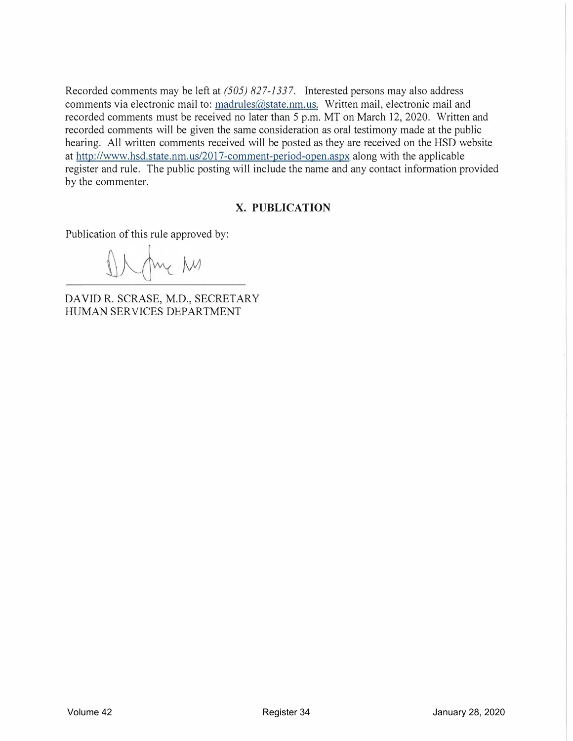Recorded comments may be left at *(505) 827-1337*. Interested persons may also address comments via electronic mail to: madrules@state.nm.us. Written mail, electronic mail and recorded comments must be received no later than 5 p.m. MT on March 12, 2020. Written and recorded comments will be given the same consideration as oral testimony made at the public hearing. All written comments received will be posted as they are received on the HSD website at http://www.hsd.state.nm.us/2017-comment-period-open.aspx along with the applicable register and rule. The public posting will include the name and any contact information provided by the commenter.

## X. PUBLICATION

Publication of this rule approved by:

DAVID R. SCRASE, M.D., SECRETARY
HUMAN SERVICES DEPARTMENT